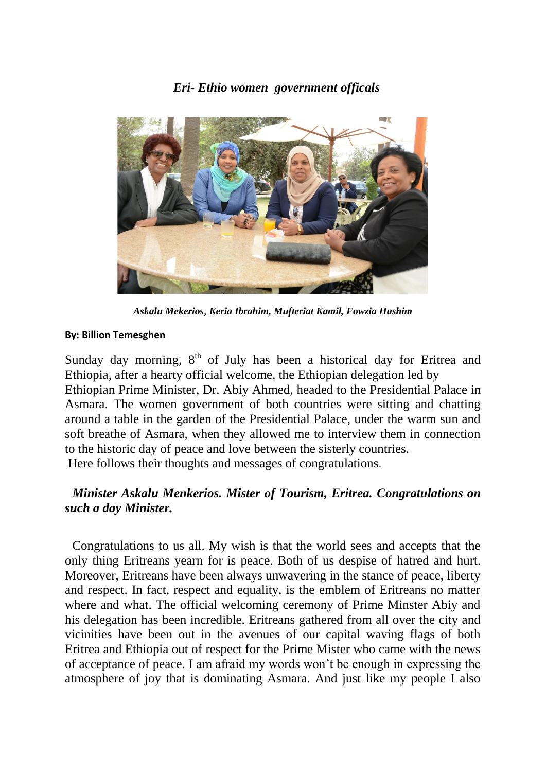### *Eri- Ethio women government officals*

*Askalu Mekerios, Keria Ibrahim, Mufteriat Kamil, Fowzia Hashim*

**By: Billion Temesghen**

Sunday day morning, 8th of July has been a historical day for Eritrea and Ethiopia, after a hearty official welcome, the Ethiopian delegation led by Ethiopian Prime Minister, Dr. Abiy Ahmed, headed to the Presidential Palace in Asmara. The women government of both countries were sitting and chatting around a table in the garden of the Presidential Palace, under the warm sun and soft breathe of Asmara, when they allowed me to interview them in connection to the historic day of peace and love between the sisterly countries.
Here follows their thoughts and messages of congratulations.

***Minister Askalu Menkerios. Mister of Tourism, Eritrea. Congratulations on such a day Minister.***

Congratulations to us all. My wish is that the world sees and accepts that the only thing Eritreans yearn for is peace. Both of us despise of hatred and hurt. Moreover, Eritreans have been always unwavering in the stance of peace, liberty and respect. In fact, respect and equality, is the emblem of Eritreans no matter where and what. The official welcoming ceremony of Prime Minster Abiy and his delegation has been incredible. Eritreans gathered from all over the city and vicinities have been out in the avenues of our capital waving flags of both Eritrea and Ethiopia out of respect for the Prime Mister who came with the news of acceptance of peace. I am afraid my words won't be enough in expressing the atmosphere of joy that is dominating Asmara. And just like my people I also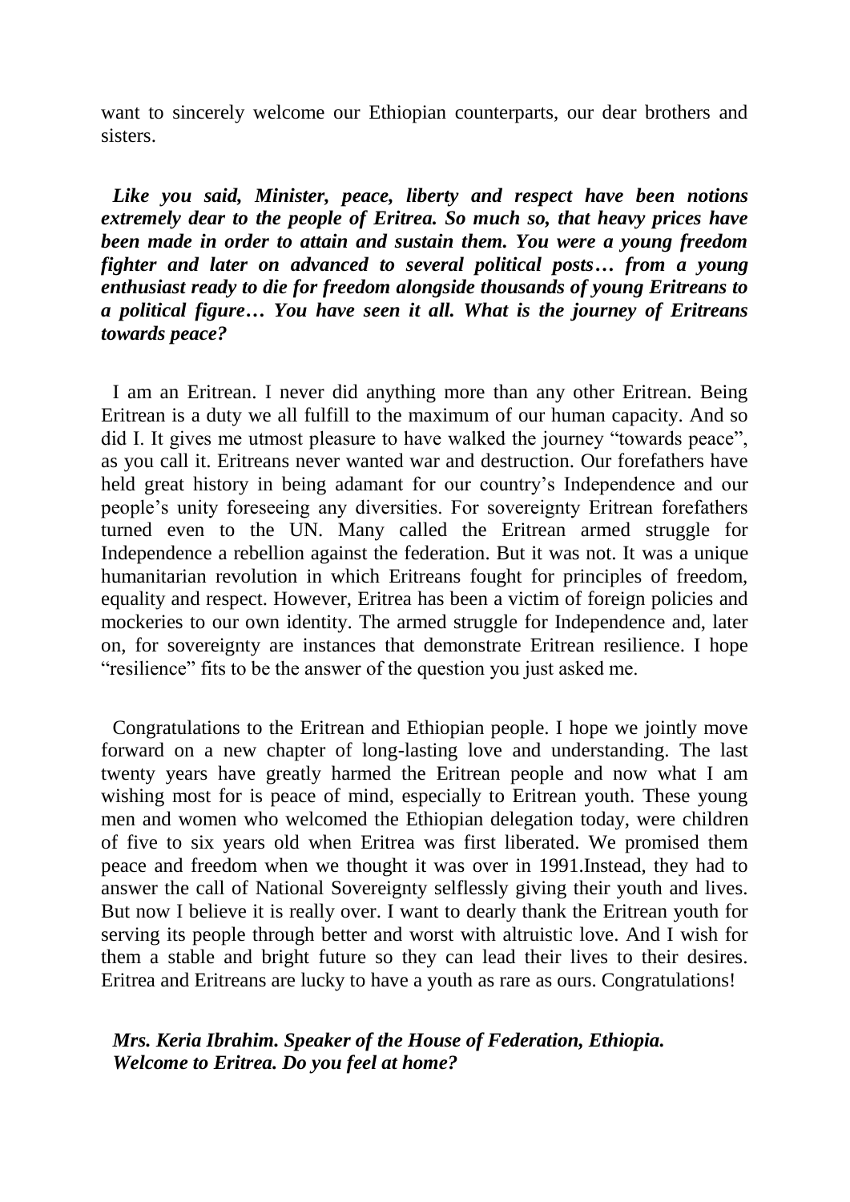want to sincerely welcome our Ethiopian counterparts, our dear brothers and sisters.

***Like you said, Minister, peace, liberty and respect have been notions extremely dear to the people of Eritrea. So much so, that heavy prices have been made in order to attain and sustain them. You were a young freedom fighter and later on advanced to several political posts… from a young enthusiast ready to die for freedom alongside thousands of young Eritreans to a political figure… You have seen it all. What is the journey of Eritreans towards peace?***

I am an Eritrean. I never did anything more than any other Eritrean. Being Eritrean is a duty we all fulfill to the maximum of our human capacity. And so did I. It gives me utmost pleasure to have walked the journey "towards peace", as you call it. Eritreans never wanted war and destruction. Our forefathers have held great history in being adamant for our country's Independence and our people's unity foreseeing any diversities. For sovereignty Eritrean forefathers turned even to the UN. Many called the Eritrean armed struggle for Independence a rebellion against the federation. But it was not. It was a unique humanitarian revolution in which Eritreans fought for principles of freedom, equality and respect. However, Eritrea has been a victim of foreign policies and mockeries to our own identity. The armed struggle for Independence and, later on, for sovereignty are instances that demonstrate Eritrean resilience. I hope "resilience" fits to be the answer of the question you just asked me.

Congratulations to the Eritrean and Ethiopian people. I hope we jointly move forward on a new chapter of long-lasting love and understanding. The last twenty years have greatly harmed the Eritrean people and now what I am wishing most for is peace of mind, especially to Eritrean youth. These young men and women who welcomed the Ethiopian delegation today, were children of five to six years old when Eritrea was first liberated. We promised them peace and freedom when we thought it was over in 1991.Instead, they had to answer the call of National Sovereignty selflessly giving their youth and lives. But now I believe it is really over. I want to dearly thank the Eritrean youth for serving its people through better and worst with altruistic love. And I wish for them a stable and bright future so they can lead their lives to their desires. Eritrea and Eritreans are lucky to have a youth as rare as ours. Congratulations!

***Mrs. Keria Ibrahim. Speaker of the House of Federation, Ethiopia. Welcome to Eritrea. Do you feel at home?***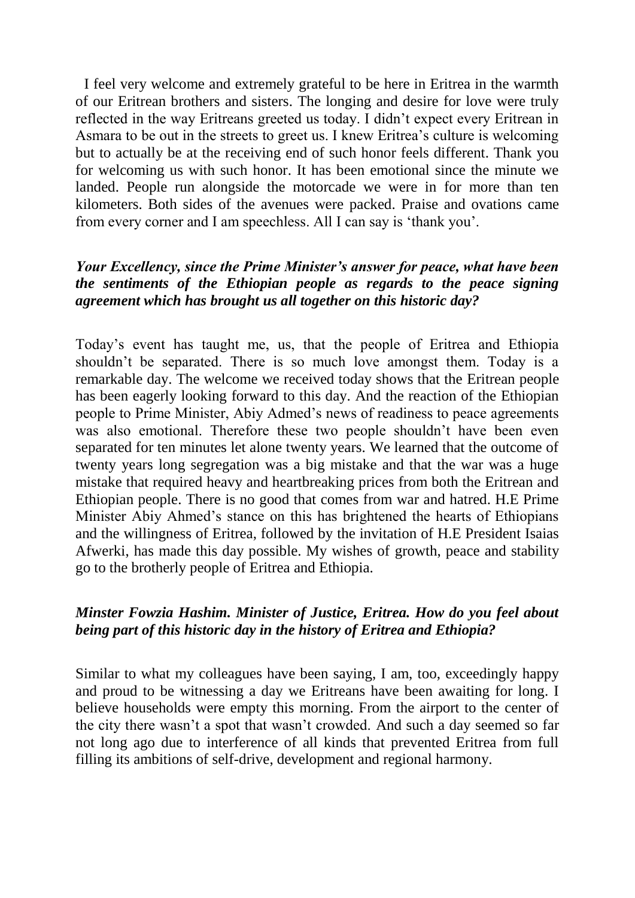I feel very welcome and extremely grateful to be here in Eritrea in the warmth of our Eritrean brothers and sisters. The longing and desire for love were truly reflected in the way Eritreans greeted us today. I didn't expect every Eritrean in Asmara to be out in the streets to greet us. I knew Eritrea's culture is welcoming but to actually be at the receiving end of such honor feels different. Thank you for welcoming us with such honor. It has been emotional since the minute we landed. People run alongside the motorcade we were in for more than ten kilometers. Both sides of the avenues were packed. Praise and ovations came from every corner and I am speechless. All I can say is 'thank you'.

***Your Excellency, since the Prime Minister's answer for peace, what have been the sentiments of the Ethiopian people as regards to the peace signing agreement which has brought us all together on this historic day?***

Today's event has taught me, us, that the people of Eritrea and Ethiopia shouldn't be separated. There is so much love amongst them. Today is a remarkable day. The welcome we received today shows that the Eritrean people has been eagerly looking forward to this day. And the reaction of the Ethiopian people to Prime Minister, Abiy Admed's news of readiness to peace agreements was also emotional. Therefore these two people shouldn't have been even separated for ten minutes let alone twenty years. We learned that the outcome of twenty years long segregation was a big mistake and that the war was a huge mistake that required heavy and heartbreaking prices from both the Eritrean and Ethiopian people. There is no good that comes from war and hatred. H.E Prime Minister Abiy Ahmed's stance on this has brightened the hearts of Ethiopians and the willingness of Eritrea, followed by the invitation of H.E President Isaias Afwerki, has made this day possible. My wishes of growth, peace and stability go to the brotherly people of Eritrea and Ethiopia.

***Minster Fowzia Hashim. Minister of Justice, Eritrea. How do you feel about being part of this historic day in the history of Eritrea and Ethiopia?***

Similar to what my colleagues have been saying, I am, too, exceedingly happy and proud to be witnessing a day we Eritreans have been awaiting for long. I believe households were empty this morning. From the airport to the center of the city there wasn't a spot that wasn't crowded. And such a day seemed so far not long ago due to interference of all kinds that prevented Eritrea from full filling its ambitions of self-drive, development and regional harmony.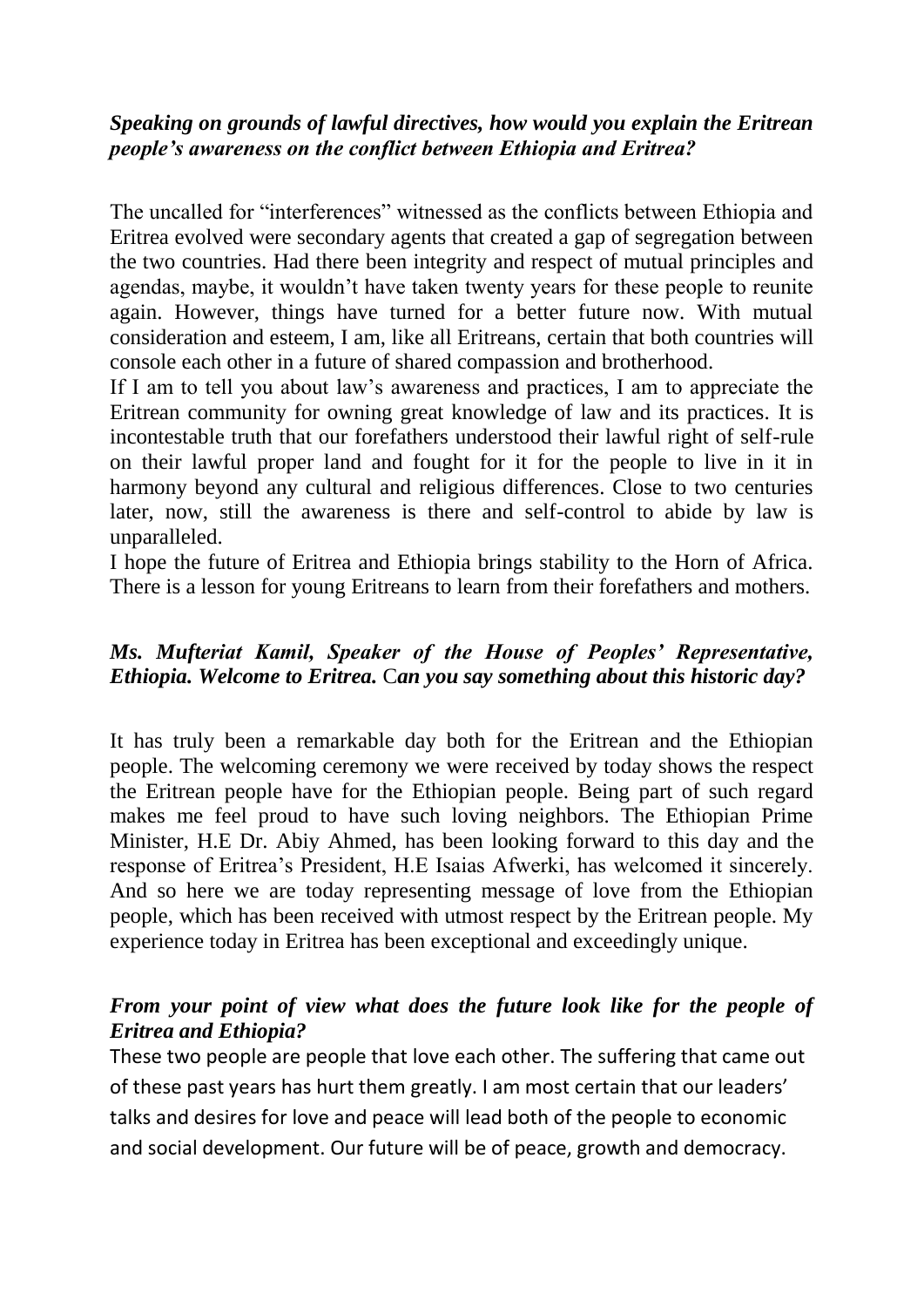***Speaking on grounds of lawful directives, how would you explain the Eritrean people's awareness on the conflict between Ethiopia and Eritrea?***

The uncalled for "interferences" witnessed as the conflicts between Ethiopia and Eritrea evolved were secondary agents that created a gap of segregation between the two countries. Had there been integrity and respect of mutual principles and agendas, maybe, it wouldn't have taken twenty years for these people to reunite again. However, things have turned for a better future now. With mutual consideration and esteem, I am, like all Eritreans, certain that both countries will console each other in a future of shared compassion and brotherhood.

If I am to tell you about law's awareness and practices, I am to appreciate the Eritrean community for owning great knowledge of law and its practices. It is incontestable truth that our forefathers understood their lawful right of self-rule on their lawful proper land and fought for it for the people to live in it in harmony beyond any cultural and religious differences. Close to two centuries later, now, still the awareness is there and self-control to abide by law is unparalleled.

I hope the future of Eritrea and Ethiopia brings stability to the Horn of Africa. There is a lesson for young Eritreans to learn from their forefathers and mothers.

***Ms. Mufteriat Kamil, Speaker of the House of Peoples' Representative, Ethiopia. Welcome to Eritrea. Can you say something about this historic day?***

It has truly been a remarkable day both for the Eritrean and the Ethiopian people. The welcoming ceremony we were received by today shows the respect the Eritrean people have for the Ethiopian people. Being part of such regard makes me feel proud to have such loving neighbors. The Ethiopian Prime Minister, H.E Dr. Abiy Ahmed, has been looking forward to this day and the response of Eritrea's President, H.E Isaias Afwerki, has welcomed it sincerely. And so here we are today representing message of love from the Ethiopian people, which has been received with utmost respect by the Eritrean people. My experience today in Eritrea has been exceptional and exceedingly unique.

***From your point of view what does the future look like for the people of Eritrea and Ethiopia?***

These two people are people that love each other. The suffering that came out of these past years has hurt them greatly. I am most certain that our leaders' talks and desires for love and peace will lead both of the people to economic and social development. Our future will be of peace, growth and democracy.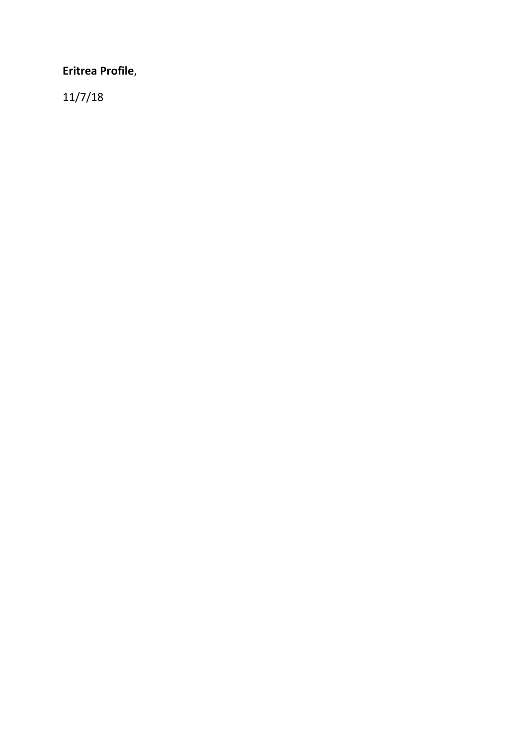**Eritrea Profile**,

11/7/18